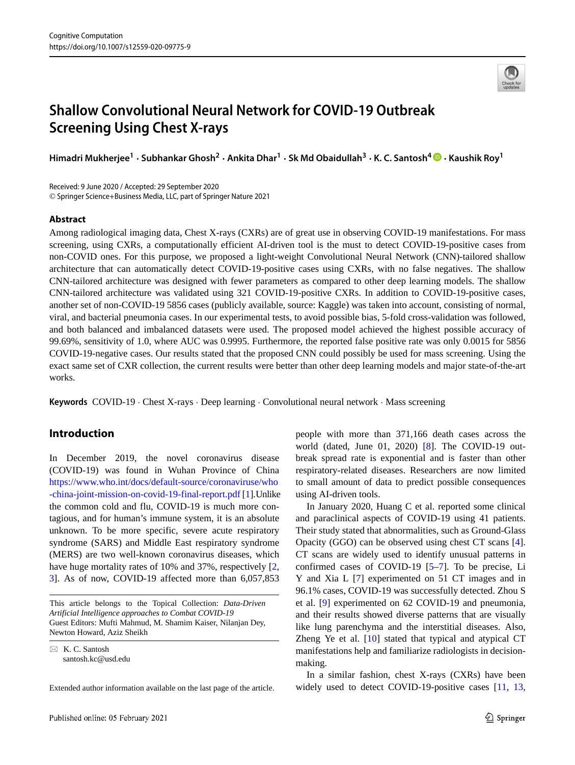# Shallow Convolutional Neural Network for COVID-19 Outbreak Screening Using Chest X-rays

**Himadri Mukherjee[1] · Subhankar Ghosh[2] · Ankita Dhar[1] · Sk Md Obaidullah[3] · K. C. Santosh[4] · Kaushik Roy[1]**

Received: 9 June 2020 / Accepted: 29 September 2020
© Springer Science+Business Media, LLC, part of Springer Nature 2021

## Abstract

Among radiological imaging data, Chest X-rays (CXRs) are of great use in observing COVID-19 manifestations. For mass screening, using CXRs, a computationally efficient AI-driven tool is the must to detect COVID-19-positive cases from non-COVID ones. For this purpose, we proposed a light-weight Convolutional Neural Network (CNN)-tailored shallow architecture that can automatically detect COVID-19-positive cases using CXRs, with no false negatives. The shallow CNN-tailored architecture was designed with fewer parameters as compared to other deep learning models. The shallow CNN-tailored architecture was validated using 321 COVID-19-positive CXRs. In addition to COVID-19-positive cases, another set of non-COVID-19 5856 cases (publicly available, source: Kaggle) was taken into account, consisting of normal, viral, and bacterial pneumonia cases. In our experimental tests, to avoid possible bias, 5-fold cross-validation was followed, and both balanced and imbalanced datasets were used. The proposed model achieved the highest possible accuracy of 99.69%, sensitivity of 1.0, where AUC was 0.9995. Furthermore, the reported false positive rate was only 0.0015 for 5856 COVID-19-negative cases. Our results stated that the proposed CNN could possibly be used for mass screening. Using the exact same set of CXR collection, the current results were better than other deep learning models and major state-of-the-art works.

**Keywords** COVID-19 · Chest X-rays · Deep learning · Convolutional neural network · Mass screening

## Introduction

In December 2019, the novel coronavirus disease (COVID-19) was found in Wuhan Province of China https://www.who.int/docs/default-source/coronaviruse/who-china-joint-mission-on-covid-19-final-report.pdf [1].Unlike the common cold and flu, COVID-19 is much more contagious, and for human's immune system, it is an absolute unknown. To be more specific, severe acute respiratory syndrome (SARS) and Middle East respiratory syndrome (MERS) are two well-known coronavirus diseases, which have huge mortality rates of 10% and 37%, respectively [2, 3]. As of now, COVID-19 affected more than 6,057,853 people with more than 371,166 death cases across the world (dated, June 01, 2020) [8]. The COVID-19 outbreak spread rate is exponential and is faster than other respiratory-related diseases. Researchers are now limited to small amount of data to predict possible consequences using AI-driven tools.

In January 2020, Huang C et al. reported some clinical and paraclinical aspects of COVID-19 using 41 patients. Their study stated that abnormalities, such as Ground-Glass Opacity (GGO) can be observed using chest CT scans [4]. CT scans are widely used to identify unusual patterns in confirmed cases of COVID-19 [5–7]. To be precise, Li Y and Xia L [7] experimented on 51 CT images and in 96.1% cases, COVID-19 was successfully detected. Zhou S et al. [9] experimented on 62 COVID-19 and pneumonia, and their results showed diverse patterns that are visually like lung parenchyma and the interstitial diseases. Also, Zheng Ye et al. [10] stated that typical and atypical CT manifestations help and familiarize radiologists in decision-making.

In a similar fashion, chest X-rays (CXRs) have been widely used to detect COVID-19-positive cases [11, 13,

---

This article belongs to the Topical Collection: *Data-Driven Artificial Intelligence approaches to Combat COVID-19*
Guest Editors: Mufti Mahmud, M. Shamim Kaiser, Nilanjan Dey, Newton Howard, Aziz Sheikh

✉ K. C. Santosh
santosh.kc@usd.edu

Extended author information available on the last page of the article.

Published online: 05 February 2021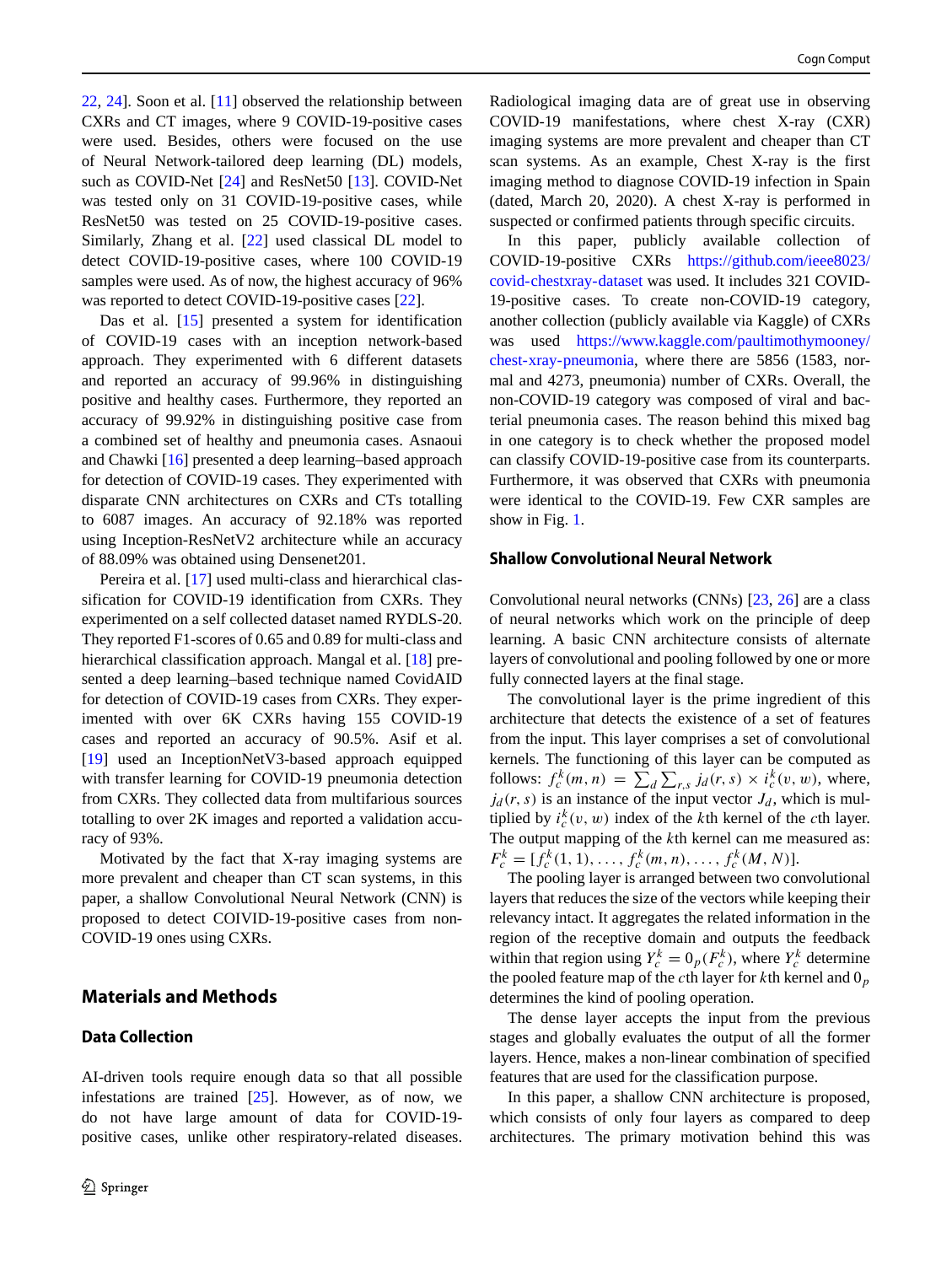22, 24]. Soon et al. [11] observed the relationship between CXRs and CT images, where 9 COVID-19-positive cases were used. Besides, others were focused on the use of Neural Network-tailored deep learning (DL) models, such as COVID-Net [24] and ResNet50 [13]. COVID-Net was tested only on 31 COVID-19-positive cases, while ResNet50 was tested on 25 COVID-19-positive cases. Similarly, Zhang et al. [22] used classical DL model to detect COVID-19-positive cases, where 100 COVID-19 samples were used. As of now, the highest accuracy of 96% was reported to detect COVID-19-positive cases [22].

Das et al. [15] presented a system for identification of COVID-19 cases with an inception network-based approach. They experimented with 6 different datasets and reported an accuracy of 99.96% in distinguishing positive and healthy cases. Furthermore, they reported an accuracy of 99.92% in distinguishing positive case from a combined set of healthy and pneumonia cases. Asnaoui and Chawki [16] presented a deep learning–based approach for detection of COVID-19 cases. They experimented with disparate CNN architectures on CXRs and CTs totalling to 6087 images. An accuracy of 92.18% was reported using Inception-ResNetV2 architecture while an accuracy of 88.09% was obtained using Densenet201.

Pereira et al. [17] used multi-class and hierarchical classification for COVID-19 identification from CXRs. They experimented on a self collected dataset named RYDLS-20. They reported F1-scores of 0.65 and 0.89 for multi-class and hierarchical classification approach. Mangal et al. [18] presented a deep learning–based technique named CovidAID for detection of COVID-19 cases from CXRs. They experimented with over 6K CXRs having 155 COVID-19 cases and reported an accuracy of 90.5%. Asif et al. [19] used an InceptionV3-based approach equipped with transfer learning for COVID-19 pneumonia detection from CXRs. They collected data from multifarious sources totalling to over 2K images and reported a validation accuracy of 93%.

Motivated by the fact that X-ray imaging systems are more prevalent and cheaper than CT scan systems, in this paper, a shallow Convolutional Neural Network (CNN) is proposed to detect COIVID-19-positive cases from non-COVID-19 ones using CXRs.

## Materials and Methods

### Data Collection

AI-driven tools require enough data so that all possible infestations are trained [25]. However, as of now, we do not have large amount of data for COVID-19-positive cases, unlike other respiratory-related diseases. Radiological imaging data are of great use in observing COVID-19 manifestations, where chest X-ray (CXR) imaging systems are more prevalent and cheaper than CT scan systems. As an example, Chest X-ray is the first imaging method to diagnose COVID-19 infection in Spain (dated, March 20, 2020). A chest X-ray is performed in suspected or confirmed patients through specific circuits.

In this paper, publicly available collection of COVID-19-positive CXRs https://github.com/ieee8023/covid-chestxray-dataset was used. It includes 321 COVID-19-positive cases. To create non-COVID-19 category, another collection (publicly available via Kaggle) of CXRs was used https://www.kaggle.com/paultimothymooney/chest-xray-pneumonia, where there are 5856 (1583, normal and 4273, pneumonia) number of CXRs. Overall, the non-COVID-19 category was composed of viral and bacterial pneumonia cases. The reason behind this mixed bag in one category is to check whether the proposed model can classify COVID-19-positive case from its counterparts. Furthermore, it was observed that CXRs with pneumonia were identical to the COVID-19. Few CXR samples are show in Fig. 1.

### Shallow Convolutional Neural Network

Convolutional neural networks (CNNs) [23, 26] are a class of neural networks which work on the principle of deep learning. A basic CNN architecture consists of alternate layers of convolutional and pooling followed by one or more fully connected layers at the final stage.

The convolutional layer is the prime ingredient of this architecture that detects the existence of a set of features from the input. This layer comprises a set of convolutional kernels. The functioning of this layer can be computed as follows: $f_c^k(m,n) = \sum_d \sum_{r,s} j_d(r,s) \times i_c^k(v,w)$, where, $j_d(r,s)$ is an instance of the input vector $J_d$, which is multiplied by $i_c^k(v,w)$ index of the $k$th kernel of the $c$th layer. The output mapping of the $k$th kernel can me measured as: $F_c^k = [f_c^k(1,1), \ldots, f_c^k(m,n), \ldots, f_c^k(M,N)]$.

The pooling layer is arranged between two convolutional layers that reduces the size of the vectors while keeping their relevancy intact. It aggregates the related information in the region of the receptive domain and outputs the feedback within that region using $Y_c^k = 0_p(F_c^k)$, where $Y_c^k$ determine the pooled feature map of the $c$th layer for $k$th kernel and $0_p$ determines the kind of pooling operation.

The dense layer accepts the input from the previous stages and globally evaluates the output of all the former layers. Hence, makes a non-linear combination of specified features that are used for the classification purpose.

In this paper, a shallow CNN architecture is proposed, which consists of only four layers as compared to deep architectures. The primary motivation behind this was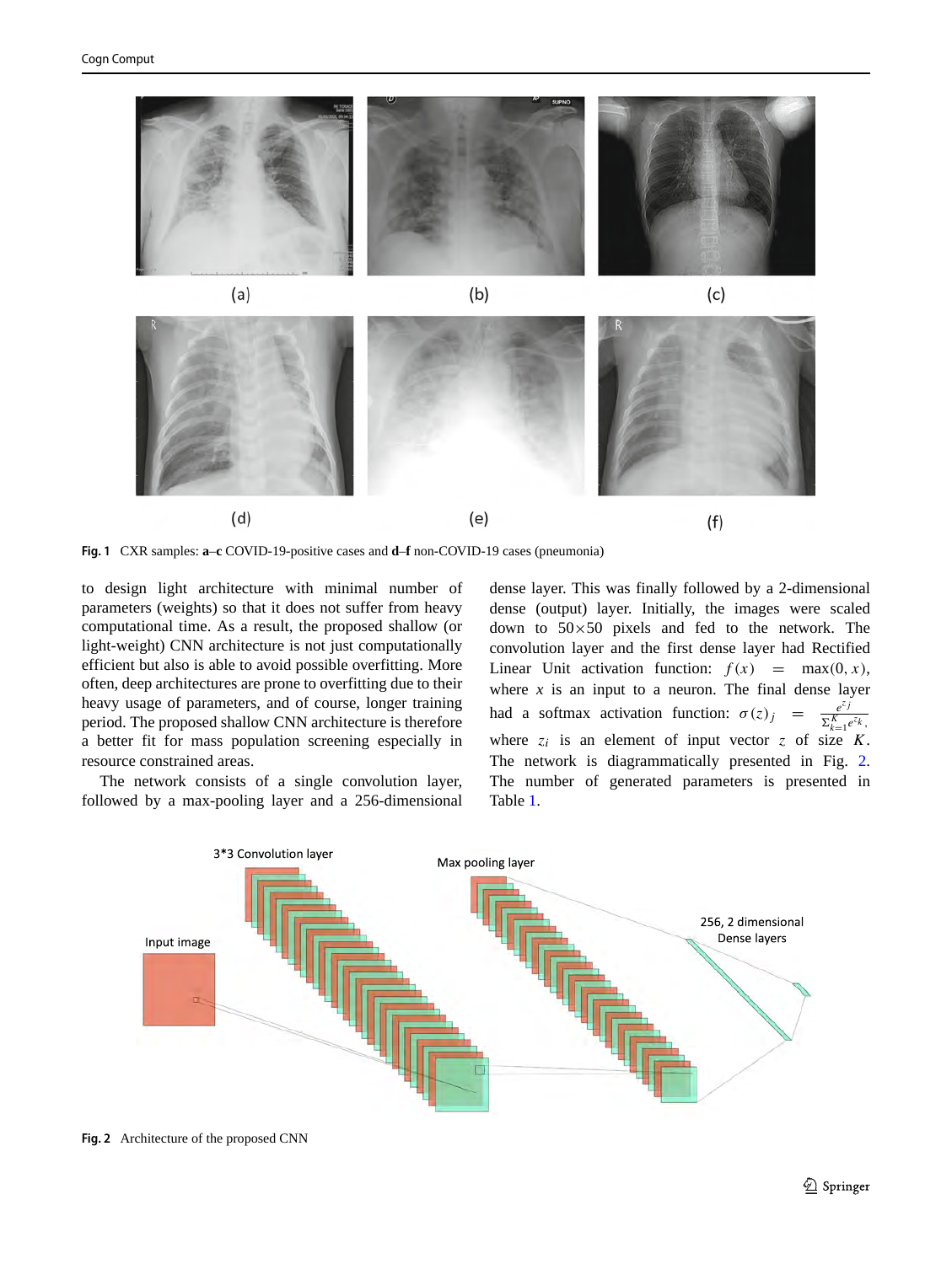Fig. 1 CXR samples: **a**–**c** COVID-19-positive cases and **d**–**f** non-COVID-19 cases (pneumonia)

to design light architecture with minimal number of parameters (weights) so that it does not suffer from heavy computational time. As a result, the proposed shallow (or light-weight) CNN architecture is not just computationally efficient but also is able to avoid possible overfitting. More often, deep architectures are prone to overfitting due to their heavy usage of parameters, and of course, longer training period. The proposed shallow CNN architecture is therefore a better fit for mass population screening especially in resource constrained areas.

The network consists of a single convolution layer, followed by a max-pooling layer and a 256-dimensional dense layer. This was finally followed by a 2-dimensional dense (output) layer. Initially, the images were scaled down to $50 \times 50$ pixels and fed to the network. The convolution layer and the first dense layer had Rectified Linear Unit activation function: $f(x) = \max(0, x)$, where $x$ is an input to a neuron. The final dense layer had a softmax activation function: $\sigma(z)_j = \frac{e^{z_j}}{\Sigma_{k=1}^{K} e^{z_k}},$ where $z_i$ is an element of input vector $z$ of size $K$. The network is diagrammatically presented in Fig. 2. The number of generated parameters is presented in Table 1.

Fig. 2 Architecture of the proposed CNN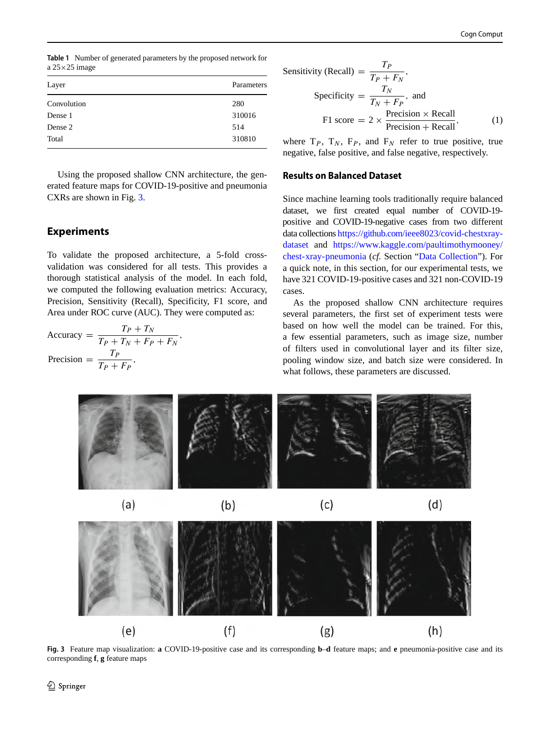**Table 1** Number of generated parameters by the proposed network for a 25×25 image

| Layer | Parameters |
|---|---|
| Convolution | 280 |
| Dense 1 | 310016 |
| Dense 2 | 514 |
| Total | 310810 |

Using the proposed shallow CNN architecture, the generated feature maps for COVID-19-positive and pneumonia CXRs are shown in Fig. 3.

## Experiments

To validate the proposed architecture, a 5-fold cross-validation was considered for all tests. This provides a thorough statistical analysis of the model. In each fold, we computed the following evaluation metrics: Accuracy, Precision, Sensitivity (Recall), Specificity, F1 score, and Area under ROC curve (AUC). They were computed as:

$$\text{Accuracy} = \frac{T_P + T_N}{T_P + T_N + F_P + F_N},$$

$$\text{Precision} = \frac{T_P}{T_P + F_P},$$

$$\text{Sensitivity (Recall)} = \frac{T_P}{T_P + F_N},$$

$$\text{Specificity} = \frac{T_N}{T_N + F_P}, \text{ and}$$

$$\text{F1 score} = 2 \times \frac{\text{Precision} \times \text{Recall}}{\text{Precision} + \text{Recall}}, \quad (1)$$

where $T_P$, $T_N$, $F_P$, and $F_N$ refer to true positive, true negative, false positive, and false negative, respectively.

### Results on Balanced Dataset

Since machine learning tools traditionally require balanced dataset, we first created equal number of COVID-19-positive and COVID-19-negative cases from two different data collections https://github.com/ieee8023/covid-chestxray-dataset and https://www.kaggle.com/paultimothymooney/chest-xray-pneumonia (*cf.* Section "Data Collection"). For a quick note, in this section, for our experimental tests, we have 321 COVID-19-positive cases and 321 non-COVID-19 cases.

As the proposed shallow CNN architecture requires several parameters, the first set of experiment tests were based on how well the model can be trained. For this, a few essential parameters, such as image size, number of filters used in convolutional layer and its filter size, pooling window size, and batch size were considered. In what follows, these parameters are discussed.

**Fig. 3** Feature map visualization: **a** COVID-19-positive case and its corresponding **b**–**d** feature maps; and **e** pneumonia-positive case and its corresponding **f**, **g** feature maps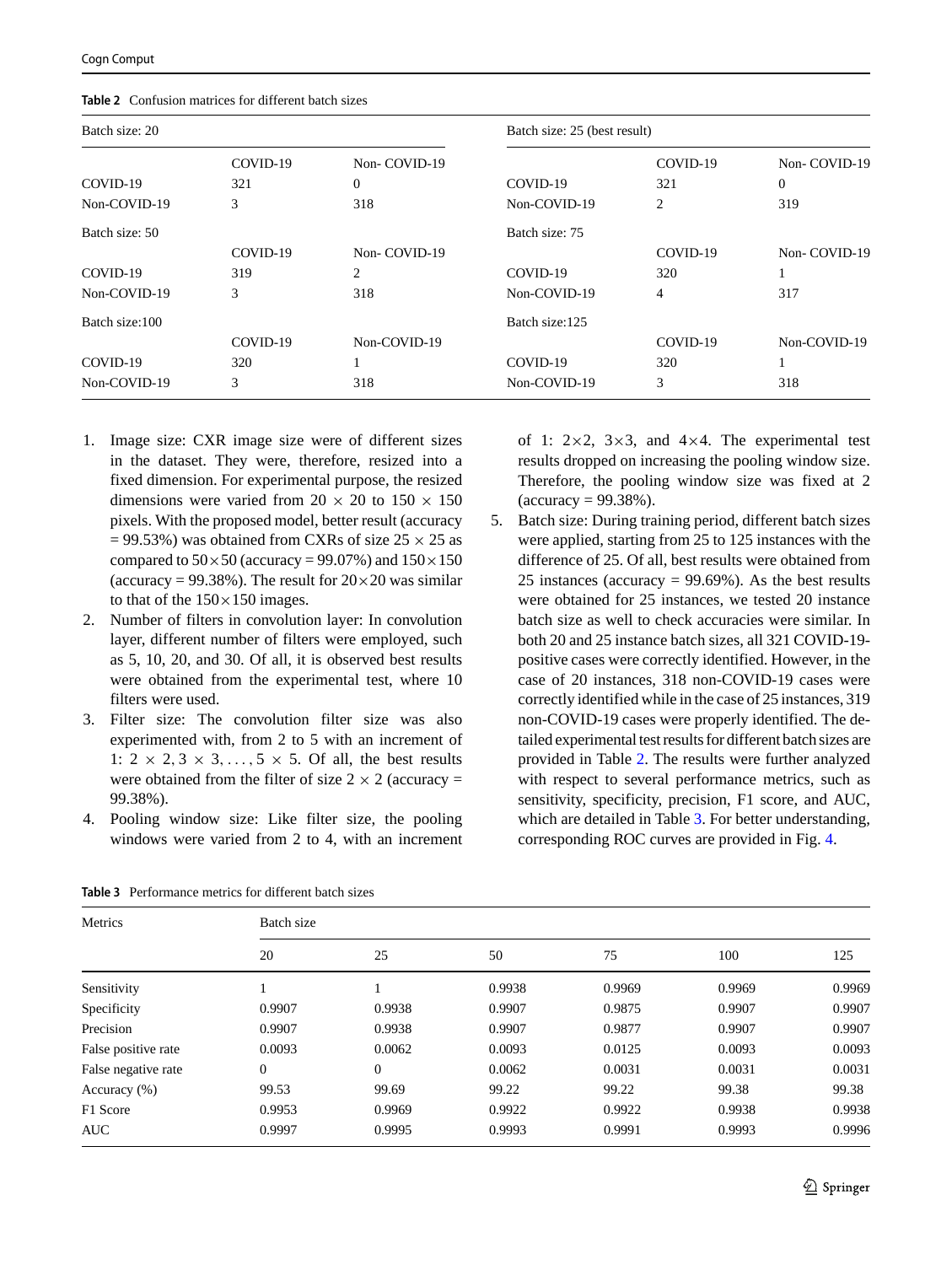**Table 2** Confusion matrices for different batch sizes

| Batch size: 20 | | | Batch size: 25 (best result) | | |
|---|---|---|---|---|---|
| | COVID-19 | Non- COVID-19 | | COVID-19 | Non- COVID-19 |
| COVID-19 | 321 | 0 | COVID-19 | 321 | 0 |
| Non-COVID-19 | 3 | 318 | Non-COVID-19 | 2 | 319 |
| Batch size: 50 | | | Batch size: 75 | | |
| | COVID-19 | Non- COVID-19 | | COVID-19 | Non- COVID-19 |
| COVID-19 | 319 | 2 | COVID-19 | 320 | 1 |
| Non-COVID-19 | 3 | 318 | Non-COVID-19 | 4 | 317 |
| Batch size:100 | | | Batch size:125 | | |
| | COVID-19 | Non-COVID-19 | | COVID-19 | Non-COVID-19 |
| COVID-19 | 320 | 1 | COVID-19 | 320 | 1 |
| Non-COVID-19 | 3 | 318 | Non-COVID-19 | 3 | 318 |

1. Image size: CXR image size were of different sizes in the dataset. They were, therefore, resized into a fixed dimension. For experimental purpose, the resized dimensions were varied from $20 \times 20$ to $150 \times 150$ pixels. With the proposed model, better result (accuracy = 99.53%) was obtained from CXRs of size $25 \times 25$ as compared to $50 \times 50$ (accuracy = 99.07%) and $150 \times 150$ (accuracy = 99.38%). The result for $20 \times 20$ was similar to that of the $150 \times 150$ images.
2. Number of filters in convolution layer: In convolution layer, different number of filters were employed, such as 5, 10, 20, and 30. Of all, it is observed best results were obtained from the experimental test, where 10 filters were used.
3. Filter size: The convolution filter size was also experimented with, from 2 to 5 with an increment of 1: $2 \times 2, 3 \times 3, \ldots, 5 \times 5$. Of all, the best results were obtained from the filter of size $2 \times 2$ (accuracy = 99.38%).
4. Pooling window size: Like filter size, the pooling windows were varied from 2 to 4, with an increment of 1: $2 \times 2$, $3 \times 3$, and $4 \times 4$. The experimental test results dropped on increasing the pooling window size. Therefore, the pooling window size was fixed at 2 (accuracy = 99.38%).
5. Batch size: During training period, different batch sizes were applied, starting from 25 to 125 instances with the difference of 25. Of all, best results were obtained from 25 instances (accuracy = 99.69%). As the best results were obtained for 25 instances, we tested 20 instance batch size as well to check accuracies were similar. In both 20 and 25 instance batch sizes, all 321 COVID-19-positive cases were correctly identified. However, in the case of 20 instances, 318 non-COVID-19 cases were correctly identified while in the case of 25 instances, 319 non-COVID-19 cases were properly identified. The detailed experimental test results for different batch sizes are provided in Table 2. The results were further analyzed with respect to several performance metrics, such as sensitivity, specificity, precision, F1 score, and AUC, which are detailed in Table 3. For better understanding, corresponding ROC curves are provided in Fig. 4.

**Table 3** Performance metrics for different batch sizes

| Metrics | Batch size | | | | | |
|---|---|---|---|---|---|---|
| | 20 | 25 | 50 | 75 | 100 | 125 |
| Sensitivity | 1 | 1 | 0.9938 | 0.9969 | 0.9969 | 0.9969 |
| Specificity | 0.9907 | 0.9938 | 0.9907 | 0.9875 | 0.9907 | 0.9907 |
| Precision | 0.9907 | 0.9938 | 0.9907 | 0.9877 | 0.9907 | 0.9907 |
| False positive rate | 0.0093 | 0.0062 | 0.0093 | 0.0125 | 0.0093 | 0.0093 |
| False negative rate | 0 | 0 | 0.0062 | 0.0031 | 0.0031 | 0.0031 |
| Accuracy (%) | 99.53 | 99.69 | 99.22 | 99.22 | 99.38 | 99.38 |
| F1 Score | 0.9953 | 0.9969 | 0.9922 | 0.9922 | 0.9938 | 0.9938 |
| AUC | 0.9997 | 0.9995 | 0.9993 | 0.9991 | 0.9993 | 0.9996 |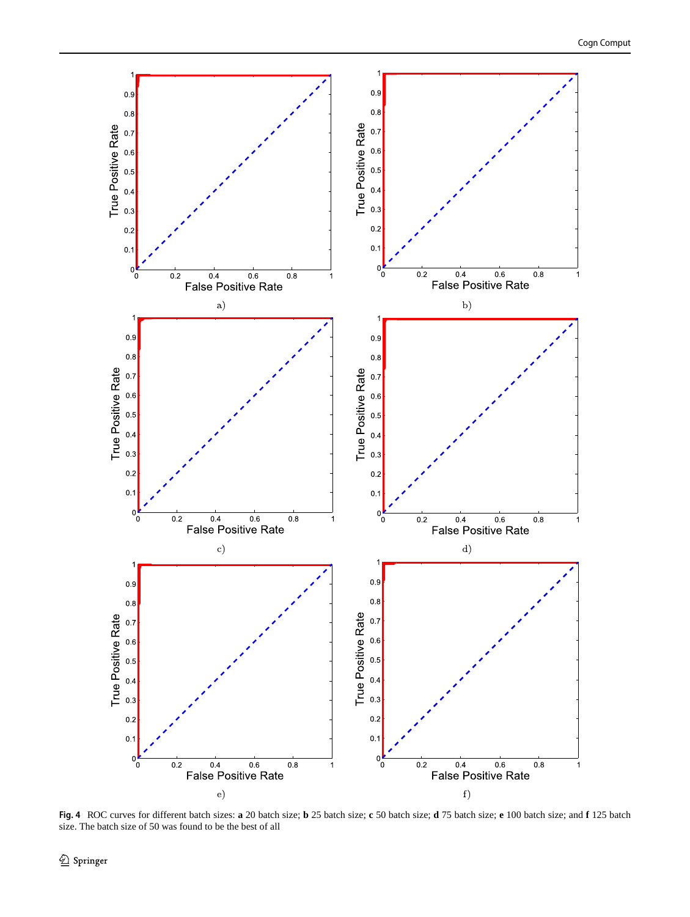**Fig. 4** ROC curves for different batch sizes: **a** 20 batch size; **b** 25 batch size; **c** 50 batch size; **d** 75 batch size; **e** 100 batch size; and **f** 125 batch size. The batch size of 50 was found to be the best of all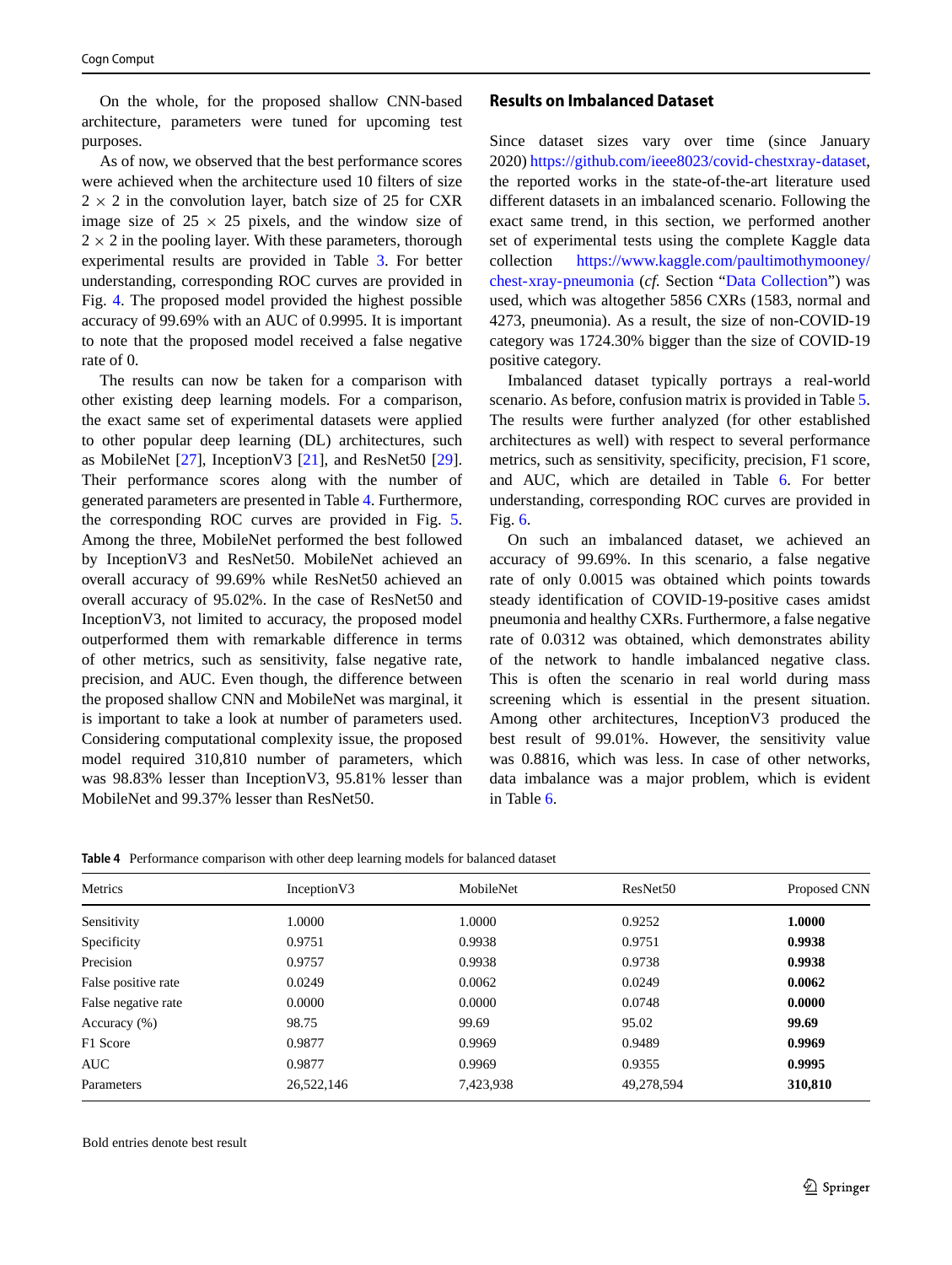On the whole, for the proposed shallow CNN-based architecture, parameters were tuned for upcoming test purposes.

As of now, we observed that the best performance scores were achieved when the architecture used 10 filters of size $2 \times 2$ in the convolution layer, batch size of 25 for CXR image size of $25 \times 25$ pixels, and the window size of $2 \times 2$ in the pooling layer. With these parameters, thorough experimental results are provided in Table 3. For better understanding, corresponding ROC curves are provided in Fig. 4. The proposed model provided the highest possible accuracy of 99.69% with an AUC of 0.9995. It is important to note that the proposed model received a false negative rate of 0.

The results can now be taken for a comparison with other existing deep learning models. For a comparison, the exact same set of experimental datasets were applied to other popular deep learning (DL) architectures, such as MobileNet [27], InceptionV3 [21], and ResNet50 [29]. Their performance scores along with the number of generated parameters are presented in Table 4. Furthermore, the corresponding ROC curves are provided in Fig. 5. Among the three, MobileNet performed the best followed by InceptionV3 and ResNet50. MobileNet achieved an overall accuracy of 99.69% while ResNet50 achieved an overall accuracy of 95.02%. In the case of ResNet50 and InceptionV3, not limited to accuracy, the proposed model outperformed them with remarkable difference in terms of other metrics, such as sensitivity, false negative rate, precision, and AUC. Even though, the difference between the proposed shallow CNN and MobileNet was marginal, it is important to take a look at number of parameters used. Considering computational complexity issue, the proposed model required 310,810 number of parameters, which was 98.83% lesser than InceptionV3, 95.81% lesser than MobileNet and 99.37% lesser than ResNet50.

## Results on Imbalanced Dataset

Since dataset sizes vary over time (since January 2020) https://github.com/ieee8023/covid-chestxray-dataset, the reported works in the state-of-the-art literature used different datasets in an imbalanced scenario. Following the exact same trend, in this section, we performed another set of experimental tests using the complete Kaggle data collection https://www.kaggle.com/paultimothymooney/chest-xray-pneumonia (*cf.* Section "Data Collection") was used, which was altogether 5856 CXRs (1583, normal and 4273, pneumonia). As a result, the size of non-COVID-19 category was 1724.30% bigger than the size of COVID-19 positive category.

Imbalanced dataset typically portrays a real-world scenario. As before, confusion matrix is provided in Table 5. The results were further analyzed (for other established architectures as well) with respect to several performance metrics, such as sensitivity, specificity, precision, F1 score, and AUC, which are detailed in Table 6. For better understanding, corresponding ROC curves are provided in Fig. 6.

On such an imbalanced dataset, we achieved an accuracy of 99.69%. In this scenario, a false negative rate of only 0.0015 was obtained which points towards steady identification of COVID-19-positive cases amidst pneumonia and healthy CXRs. Furthermore, a false negative rate of 0.0312 was obtained, which demonstrates ability of the network to handle imbalanced negative class. This is often the scenario in real world during mass screening which is essential in the present situation. Among other architectures, InceptionV3 produced the best result of 99.01%. However, the sensitivity value was 0.8816, which was less. In case of other networks, data imbalance was a major problem, which is evident in Table 6.

**Table 4** Performance comparison with other deep learning models for balanced dataset

| Metrics | InceptionV3 | MobileNet | ResNet50 | Proposed CNN |
|---|---|---|---|---|
| Sensitivity | 1.0000 | 1.0000 | 0.9252 | **1.0000** |
| Specificity | 0.9751 | 0.9938 | 0.9751 | **0.9938** |
| Precision | 0.9757 | 0.9938 | 0.9738 | **0.9938** |
| False positive rate | 0.0249 | 0.0062 | 0.0249 | **0.0062** |
| False negative rate | 0.0000 | 0.0000 | 0.0748 | **0.0000** |
| Accuracy (%) | 98.75 | 99.69 | 95.02 | **99.69** |
| F1 Score | 0.9877 | 0.9969 | 0.9489 | **0.9969** |
| AUC | 0.9877 | 0.9969 | 0.9355 | **0.9995** |
| Parameters | 26,522,146 | 7,423,938 | 49,278,594 | **310,810** |

Bold entries denote best result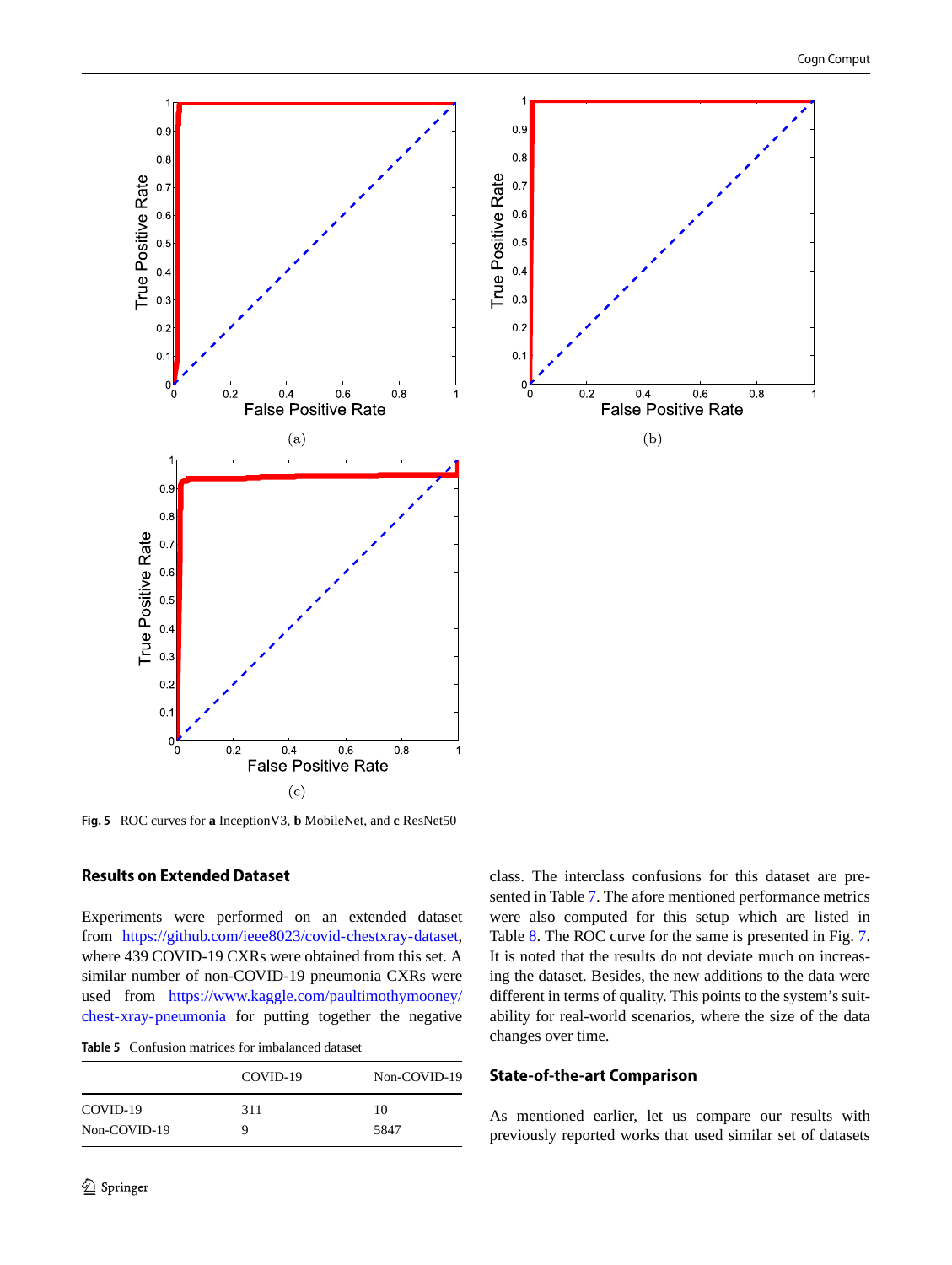Fig. 5 ROC curves for **a** InceptionV3, **b** MobileNet, and **c** ResNet50

## Results on Extended Dataset

Experiments were performed on an extended dataset from https://github.com/ieee8023/covid-chestxray-dataset, where 439 COVID-19 CXRs were obtained from this set. A similar number of non-COVID-19 pneumonia CXRs were used from https://www.kaggle.com/paultimothymooney/chest-xray-pneumonia for putting together the negative class. The interclass confusions for this dataset are presented in Table 7. The afore mentioned performance metrics were also computed for this setup which are listed in Table 8. The ROC curve for the same is presented in Fig. 7. It is noted that the results do not deviate much on increasing the dataset. Besides, the new additions to the data were different in terms of quality. This points to the system's suitability for real-world scenarios, where the size of the data changes over time.

**Table 5** Confusion matrices for imbalanced dataset

| | COVID-19 | Non-COVID-19 |
|---|---|---|
| COVID-19 | 311 | 10 |
| Non-COVID-19 | 9 | 5847 |

## State-of-the-art Comparison

As mentioned earlier, let us compare our results with previously reported works that used similar set of datasets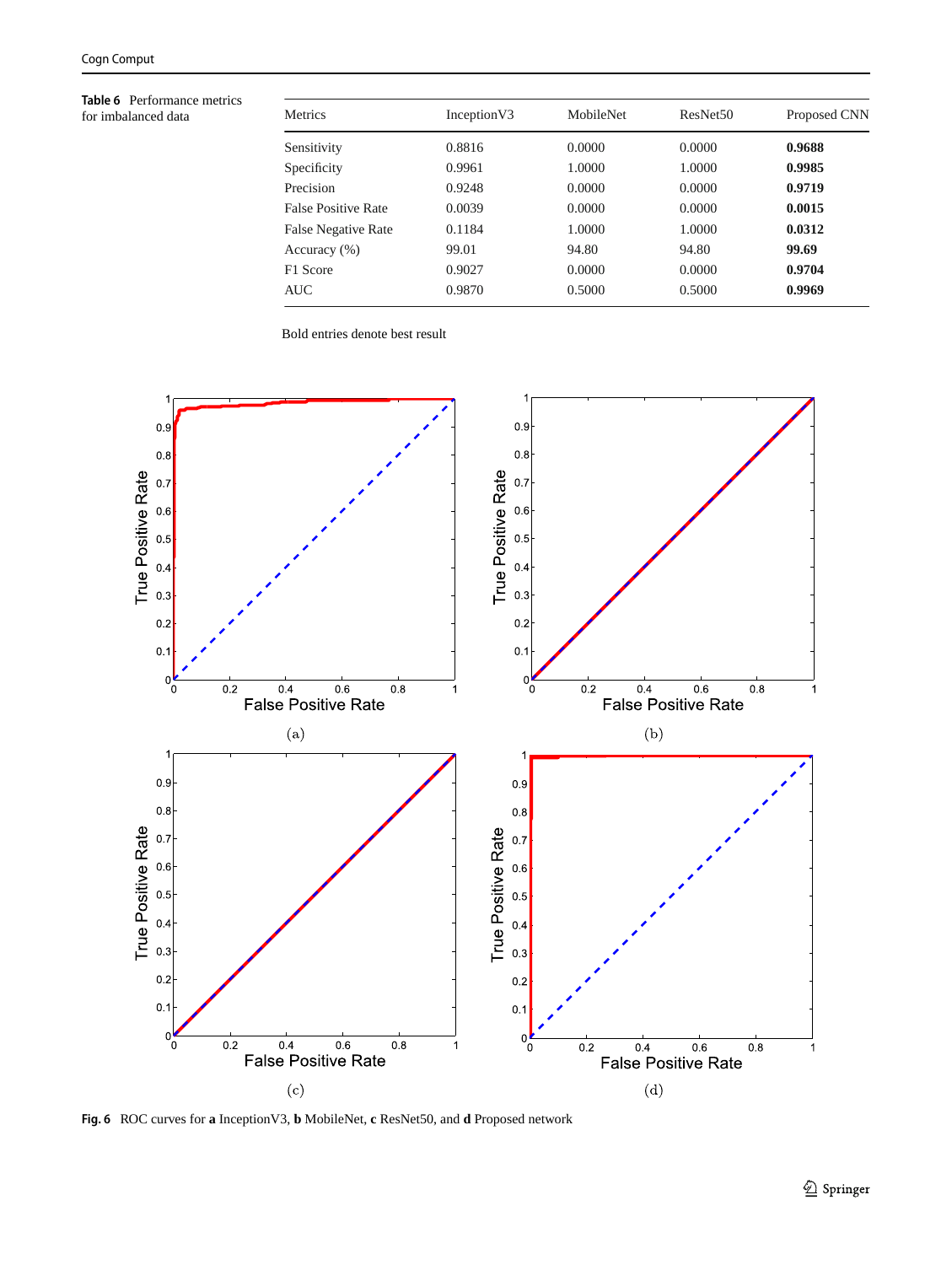**Table 6** Performance metrics for imbalanced data

| Metrics | InceptionV3 | MobileNet | ResNet50 | Proposed CNN |
|---|---|---|---|---|
| Sensitivity | 0.8816 | 0.0000 | 0.0000 | **0.9688** |
| Specificity | 0.9961 | 1.0000 | 1.0000 | **0.9985** |
| Precision | 0.9248 | 0.0000 | 0.0000 | **0.9719** |
| False Positive Rate | 0.0039 | 0.0000 | 0.0000 | **0.0015** |
| False Negative Rate | 0.1184 | 1.0000 | 1.0000 | **0.0312** |
| Accuracy (%) | 99.01 | 94.80 | 94.80 | **99.69** |
| F1 Score | 0.9027 | 0.0000 | 0.0000 | **0.9704** |
| AUC | 0.9870 | 0.5000 | 0.5000 | **0.9969** |

Bold entries denote best result

**Fig. 6** ROC curves for **a** InceptionV3, **b** MobileNet, **c** ResNet50, and **d** Proposed network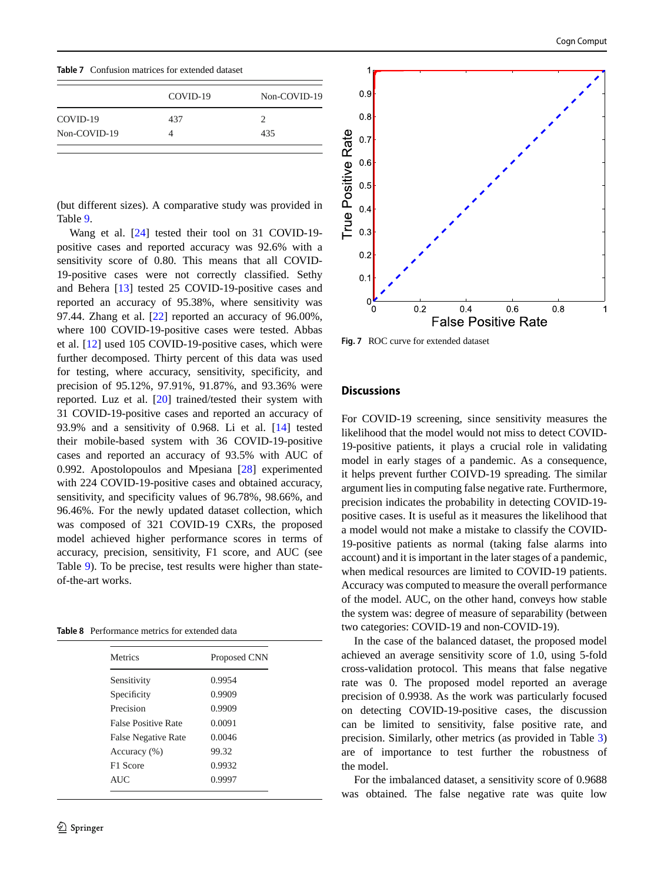Table 7 Confusion matrices for extended dataset

| | COVID-19 | Non-COVID-19 |
|---|---|---|
| COVID-19 | 437 | 2 |
| Non-COVID-19 | 4 | 435 |

(but different sizes). A comparative study was provided in Table 9.

Wang et al. [24] tested their tool on 31 COVID-19-positive cases and reported accuracy was 92.6% with a sensitivity score of 0.80. This means that all COVID-19-positive cases were not correctly classified. Sethy and Behera [13] tested 25 COVID-19-positive cases and reported an accuracy of 95.38%, where sensitivity was 97.44. Zhang et al. [22] reported an accuracy of 96.00%, where 100 COVID-19-positive cases were tested. Abbas et al. [12] used 105 COVID-19-positive cases, which were further decomposed. Thirty percent of this data was used for testing, where accuracy, sensitivity, specificity, and precision of 95.12%, 97.91%, 91.87%, and 93.36% were reported. Luz et al. [20] trained/tested their system with 31 COVID-19-positive cases and reported an accuracy of 93.9% and a sensitivity of 0.968. Li et al. [14] tested their mobile-based system with 36 COVID-19-positive cases and reported an accuracy of 93.5% with AUC of 0.992. Apostolopoulos and Mpesiana [28] experimented with 224 COVID-19-positive cases and obtained accuracy, sensitivity, and specificity values of 96.78%, 98.66%, and 96.46%. For the newly updated dataset collection, which was composed of 321 COVID-19 CXRs, the proposed model achieved higher performance scores in terms of accuracy, precision, sensitivity, F1 score, and AUC (see Table 9). To be precise, test results were higher than state-of-the-art works.

Table 8 Performance metrics for extended data

| Metrics | Proposed CNN |
|---|---|
| Sensitivity | 0.9954 |
| Specificity | 0.9909 |
| Precision | 0.9909 |
| False Positive Rate | 0.0091 |
| False Negative Rate | 0.0046 |
| Accuracy (%) | 99.32 |
| F1 Score | 0.9932 |
| AUC | 0.9997 |

Fig. 7 ROC curve for extended dataset

## Discussions

For COVID-19 screening, since sensitivity measures the likelihood that the model would not miss to detect COVID-19-positive patients, it plays a crucial role in validating model in early stages of a pandemic. As a consequence, it helps prevent further COIVD-19 spreading. The similar argument lies in computing false negative rate. Furthermore, precision indicates the probability in detecting COVID-19-positive cases. It is useful as it measures the likelihood that a model would not make a mistake to classify the COVID-19-positive patients as normal (taking false alarms into account) and it is important in the later stages of a pandemic, when medical resources are limited to COVID-19 patients. Accuracy was computed to measure the overall performance of the model. AUC, on the other hand, conveys how stable the system was: degree of measure of separability (between two categories: COVID-19 and non-COVID-19).

In the case of the balanced dataset, the proposed model achieved an average sensitivity score of 1.0, using 5-fold cross-validation protocol. This means that false negative rate was 0. The proposed model reported an average precision of 0.9938. As the work was particularly focused on detecting COVID-19-positive cases, the discussion can be limited to sensitivity, false positive rate, and precision. Similarly, other metrics (as provided in Table 3) are of importance to test further the robustness of the model.

For the imbalanced dataset, a sensitivity score of 0.9688 was obtained. The false negative rate was quite low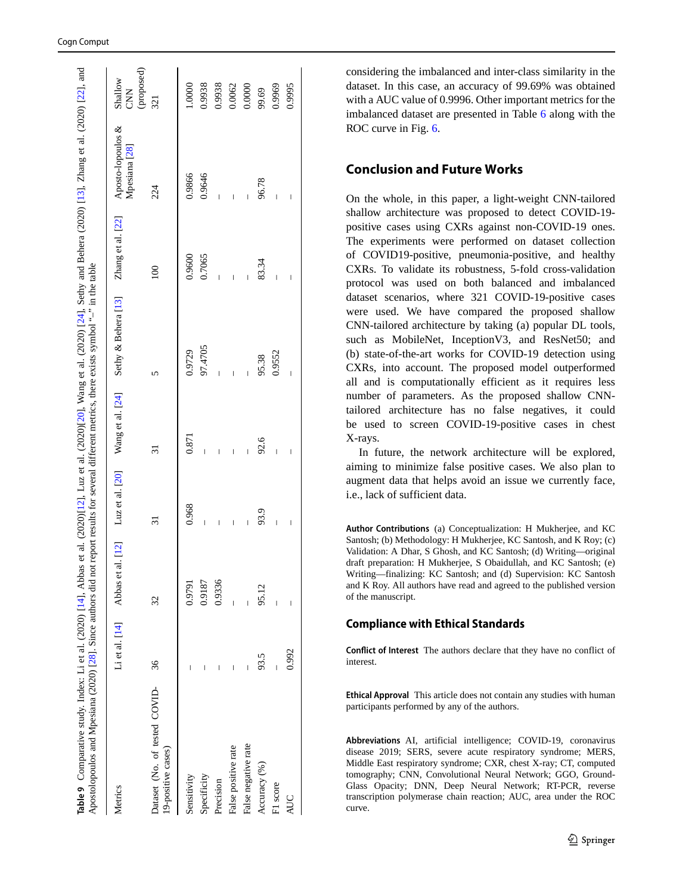**Table 9** Comparative study. Index: Li et al. (2020) [14], Abbas et al. (2020)[12], Luz et al. (2020)[20], Wang et al. (2020) [24], Sethy and Behera (2020) [13], Zhang et al. (2020) [22], and Apostolopoulos and Mpesiana (2020) [28]. Since authors did not report results for several different metrics, there exists symbol "–" in the table

| Metrics | Li et al. [14] | Abbas et al. [12] | Luz et al. [20] | Wang et al. [24] | Sethy & Behera [13] | Zhang et al. [22] | Aposto-lopoulos & Mpesiana [28] | Shallow CNN (proposed) |
|---|---|---|---|---|---|---|---|---|
| Dataset (No. of tested COVID-19-positive cases) | 36 | 32 | 31 | 31 | 5 | 100 | 224 | 321 |
| Sensitivity | – | 0.9791 | 0.968 | 0.871 | 0.9729 | 0.9600 | 0.9866 | 1.0000 |
| Specificity | – | 0.9187 | – | – | 97.4705 | 0.7065 | 0.9646 | 0.9938 |
| Precision | – | 0.9336 | – | – | – | – | – | 0.9938 |
| False positive rate | – | – | – | – | – | – | – | 0.0062 |
| False negative rate | – | – | – | – | – | – | – | 0.0000 |
| Accuracy (%) | 93.5 | 95.12 | 93.9 | 92.6 | 95.38 | 83.34 | 96.78 | 99.69 |
| F1 score | – | – | – | – | 0.9552 | – | – | 0.9969 |
| AUC | 0.992 | – | – | – | – | – | – | 0.9995 |

considering the imbalanced and inter-class similarity in the dataset. In this case, an accuracy of 99.69% was obtained with a AUC value of 0.9996. Other important metrics for the imbalanced dataset are presented in Table 6 along with the ROC curve in Fig. 6.

## Conclusion and Future Works

On the whole, in this paper, a light-weight CNN-tailored shallow architecture was proposed to detect COVID-19-positive cases using CXRs against non-COVID-19 ones. The experiments were performed on dataset collection of COVID19-positive, pneumonia-positive, and healthy CXRs. To validate its robustness, 5-fold cross-validation protocol was used on both balanced and imbalanced dataset scenarios, where 321 COVID-19-positive cases were used. We have compared the proposed shallow CNN-tailored architecture by taking (a) popular DL tools, such as MobileNet, InceptionV3, and ResNet50; and (b) state-of-the-art works for COVID-19 detection using CXRs, into account. The proposed model outperformed all and is computationally efficient as it requires less number of parameters. As the proposed shallow CNN-tailored architecture has no false negatives, it could be used to screen COVID-19-positive cases in chest X-rays.

In future, the network architecture will be explored, aiming to minimize false positive cases. We also plan to augment data that helps avoid an issue we currently face, i.e., lack of sufficient data.

**Author Contributions** (a) Conceptualization: H Mukherjee, and KC Santosh; (b) Methodology: H Mukherjee, KC Santosh, and K Roy; (c) Validation: A Dhar, S Ghosh, and KC Santosh; (d) Writing—original draft preparation: H Mukherjee, S Obaidullah, and KC Santosh; (e) Writing—finalizing: KC Santosh; and (d) Supervision: KC Santosh and K Roy. All authors have read and agreed to the published version of the manuscript.

## Compliance with Ethical Standards

**Conflict of Interest** The authors declare that they have no conflict of interest.

**Ethical Approval** This article does not contain any studies with human participants performed by any of the authors.

**Abbreviations** AI, artificial intelligence; COVID-19, coronavirus disease 2019; SERS, severe acute respiratory syndrome; MERS, Middle East respiratory syndrome; CXR, chest X-ray; CT, computed tomography; CNN, Convolutional Neural Network; GGO, Ground-Glass Opacity; DNN, Deep Neural Network; RT-PCR, reverse transcription polymerase chain reaction; AUC, area under the ROC curve.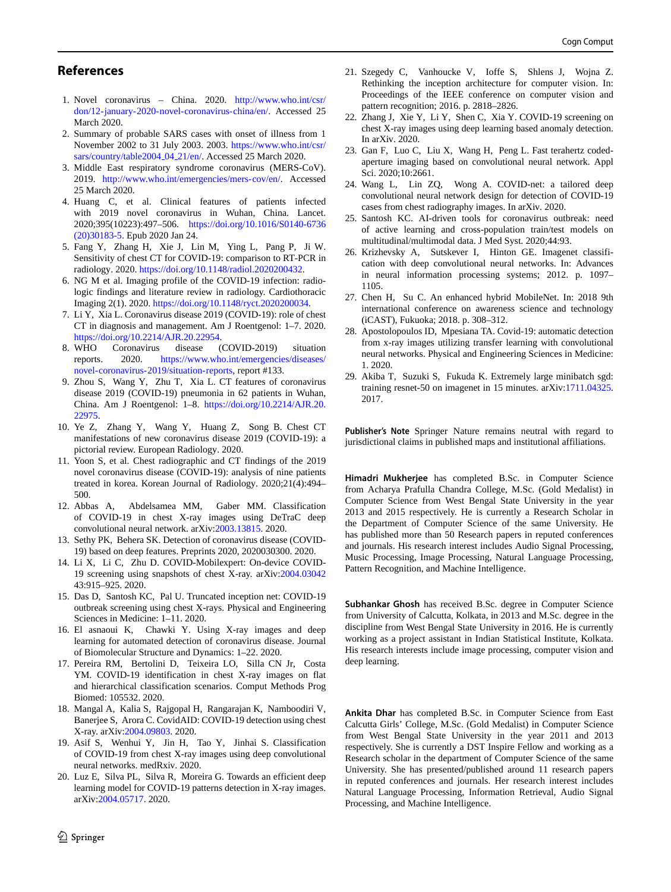## References

1. Novel coronavirus – China. 2020. http://www.who.int/csr/don/12-january-2020-novel-coronavirus-china/en/. Accessed 25 March 2020.
2. Summary of probable SARS cases with onset of illness from 1 November 2002 to 31 July 2003. 2003. https://www.who.int/csr/sars/country/table2004_04_21/en/. Accessed 25 March 2020.
3. Middle East respiratory syndrome coronavirus (MERS-CoV). 2019. http://www.who.int/emergencies/mers-cov/en/. Accessed 25 March 2020.
4. Huang C, et al. Clinical features of patients infected with 2019 novel coronavirus in Wuhan, China. Lancet. 2020;395(10223):497–506. https://doi.org/10.1016/S0140-6736(20)30183-5. Epub 2020 Jan 24.
5. Fang Y, Zhang H, Xie J, Lin M, Ying L, Pang P, Ji W. Sensitivity of chest CT for COVID-19: comparison to RT-PCR in radiology. 2020. https://doi.org/10.1148/radiol.2020200432.
6. NG M et al. Imaging profile of the COVID-19 infection: radiologic findings and literature review in radiology. Cardiothoracic Imaging 2(1). 2020. https://doi.org/10.1148/ryct.2020200034.
7. Li Y, Xia L. Coronavirus disease 2019 (COVID-19): role of chest CT in diagnosis and management. Am J Roentgenol: 1–7. 2020. https://doi.org/10.2214/AJR.20.22954.
8. WHO Coronavirus disease (COVID-2019) situation reports. 2020. https://www.who.int/emergencies/diseases/novel-coronavirus-2019/situation-reports, report #133.
9. Zhou S, Wang Y, Zhu T, Xia L. CT features of coronavirus disease 2019 (COVID-19) pneumonia in 62 patients in Wuhan, China. Am J Roentgenol: 1–8. https://doi.org/10.2214/AJR.20.22975.
10. Ye Z, Zhang Y, Wang Y, Huang Z, Song B. Chest CT manifestations of new coronavirus disease 2019 (COVID-19): a pictorial review. European Radiology. 2020.
11. Yoon S, et al. Chest radiographic and CT findings of the 2019 novel coronavirus disease (COVID-19): analysis of nine patients treated in korea. Korean Journal of Radiology. 2020;21(4):494–500.
12. Abbas A, Abdelsamea MM, Gaber MM. Classification of COVID-19 in chest X-ray images using DeTraC deep convolutional neural network. arXiv:2003.13815. 2020.
13. Sethy PK, Behera SK. Detection of coronavirus disease (COVID-19) based on deep features. Preprints 2020, 2020030300. 2020.
14. Li X, Li C, Zhu D. COVID-Mobilexpert: On-device COVID-19 screening using snapshots of chest X-ray. arXiv:2004.03042 43:915–925. 2020.
15. Das D, Santosh KC, Pal U. Truncated inception net: COVID-19 outbreak screening using chest X-rays. Physical and Engineering Sciences in Medicine: 1–11. 2020.
16. El asnaoui K, Chawki Y. Using X-ray images and deep learning for automated detection of coronavirus disease. Journal of Biomolecular Structure and Dynamics: 1–22. 2020.
17. Pereira RM, Bertolini D, Teixeira LO, Silla CN Jr, Costa YM. COVID-19 identification in chest X-ray images on flat and hierarchical classification scenarios. Comput Methods Prog Biomed: 105532. 2020.
18. Mangal A, Kalia S, Rajgopal H, Rangarajan K, Namboodiri V, Banerjee S, Arora C. CovidAID: COVID-19 detection using chest X-ray. arXiv:2004.09803. 2020.
19. Asif S, Wenhui Y, Jin H, Tao Y, Jinhai S. Classification of COVID-19 from chest X-ray images using deep convolutional neural networks. medRxiv. 2020.
20. Luz E, Silva PL, Silva R, Moreira G. Towards an efficient deep learning model for COVID-19 patterns detection in X-ray images. arXiv:2004.05717. 2020.
21. Szegedy C, Vanhoucke V, Ioffe S, Shlens J, Wojna Z. Rethinking the inception architecture for computer vision. In: Proceedings of the IEEE conference on computer vision and pattern recognition; 2016. p. 2818–2826.
22. Zhang J, Xie Y, Li Y, Shen C, Xia Y. COVID-19 screening on chest X-ray images using deep learning based anomaly detection. In arXiv. 2020.
23. Gan F, Luo C, Liu X, Wang H, Peng L. Fast terahertz coded-aperture imaging based on convolutional neural network. Appl Sci. 2020;10:2661.
24. Wang L, Lin ZQ, Wong A. COVID-net: a tailored deep convolutional neural network design for detection of COVID-19 cases from chest radiography images. In arXiv. 2020.
25. Santosh KC. AI-driven tools for coronavirus outbreak: need of active learning and cross-population train/test models on multitudinal/multimodal data. J Med Syst. 2020;44:93.
26. Krizhevsky A, Sutskever I, Hinton GE. Imagenet classification with deep convolutional neural networks. In: Advances in neural information processing systems; 2012. p. 1097–1105.
27. Chen H, Su C. An enhanced hybrid MobileNet. In: 2018 9th international conference on awareness science and technology (iCAST), Fukuoka; 2018. p. 308–312.
28. Apostolopoulos ID, Mpesiana TA. Covid-19: automatic detection from x-ray images utilizing transfer learning with convolutional neural networks. Physical and Engineering Sciences in Medicine: 1. 2020.
29. Akiba T, Suzuki S, Fukuda K. Extremely large minibatch sgd: training resnet-50 on imagenet in 15 minutes. arXiv:1711.04325. 2017.

**Publisher's Note** Springer Nature remains neutral with regard to jurisdictional claims in published maps and institutional affiliations.

**Himadri Mukherjee** has completed B.Sc. in Computer Science from Acharya Prafulla Chandra College, M.Sc. (Gold Medalist) in Computer Science from West Bengal State University in the year 2013 and 2015 respectively. He is currently a Research Scholar in the Department of Computer Science of the same University. He has published more than 50 Research papers in reputed conferences and journals. His research interest includes Audio Signal Processing, Music Processing, Image Processing, Natural Language Processing, Pattern Recognition, and Machine Intelligence.

**Subhankar Ghosh** has received B.Sc. degree in Computer Science from University of Calcutta, Kolkata, in 2013 and M.Sc. degree in the discipline from West Bengal State University in 2016. He is currently working as a project assistant in Indian Statistical Institute, Kolkata. His research interests include image processing, computer vision and deep learning.

**Ankita Dhar** has completed B.Sc. in Computer Science from East Calcutta Girls' College, M.Sc. (Gold Medalist) in Computer Science from West Bengal State University in the year 2011 and 2013 respectively. She is currently a DST Inspire Fellow and working as a Research scholar in the department of Computer Science of the same University. She has presented/published around 11 research papers in reputed conferences and journals. Her research interest includes Natural Language Processing, Information Retrieval, Audio Signal Processing, and Machine Intelligence.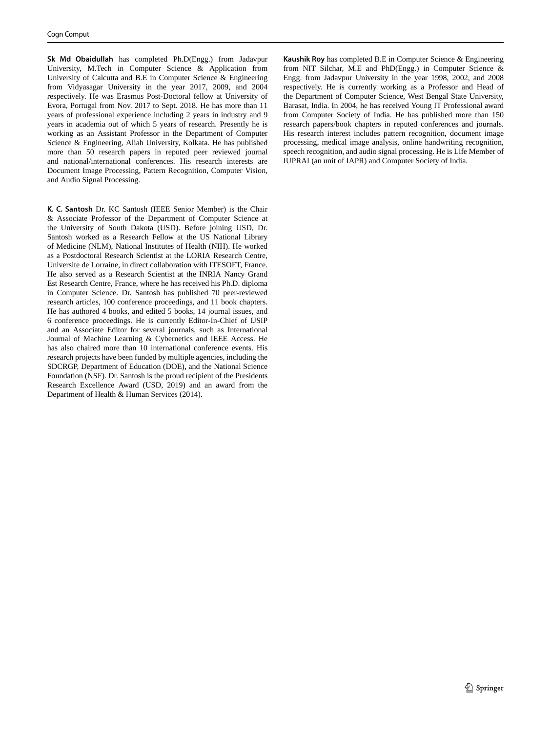**Sk Md Obaidullah** has completed Ph.D(Engg.) from Jadavpur University, M.Tech in Computer Science & Application from University of Calcutta and B.E in Computer Science & Engineering from Vidyasagar University in the year 2017, 2009, and 2004 respectively. He was Erasmus Post-Doctoral fellow at University of Evora, Portugal from Nov. 2017 to Sept. 2018. He has more than 11 years of professional experience including 2 years in industry and 9 years in academia out of which 5 years of research. Presently he is working as an Assistant Professor in the Department of Computer Science & Engineering, Aliah University, Kolkata. He has published more than 50 research papers in reputed peer reviewed journal and national/international conferences. His research interests are Document Image Processing, Pattern Recognition, Computer Vision, and Audio Signal Processing.

**K. C. Santosh** Dr. KC Santosh (IEEE Senior Member) is the Chair & Associate Professor of the Department of Computer Science at the University of South Dakota (USD). Before joining USD, Dr. Santosh worked as a Research Fellow at the US National Library of Medicine (NLM), National Institutes of Health (NIH). He worked as a Postdoctoral Research Scientist at the LORIA Research Centre, Universite de Lorraine, in direct collaboration with ITESOFT, France. He also served as a Research Scientist at the INRIA Nancy Grand Est Research Centre, France, where he has received his Ph.D. diploma in Computer Science. Dr. Santosh has published 70 peer-reviewed research articles, 100 conference proceedings, and 11 book chapters. He has authored 4 books, and edited 5 books, 14 journal issues, and 6 conference proceedings. He is currently Editor-In-Chief of IJSIP and an Associate Editor for several journals, such as International Journal of Machine Learning & Cybernetics and IEEE Access. He has also chaired more than 10 international conference events. His research projects have been funded by multiple agencies, including the SDCRGP, Department of Education (DOE), and the National Science Foundation (NSF). Dr. Santosh is the proud recipient of the Presidents Research Excellence Award (USD, 2019) and an award from the Department of Health & Human Services (2014).

**Kaushik Roy** has completed B.E in Computer Science & Engineering from NIT Silchar, M.E and PhD(Engg.) in Computer Science & Engg. from Jadavpur University in the year 1998, 2002, and 2008 respectively. He is currently working as a Professor and Head of the Department of Computer Science, West Bengal State University, Barasat, India. In 2004, he has received Young IT Professional award from Computer Society of India. He has published more than 150 research papers/book chapters in reputed conferences and journals. His research interest includes pattern recognition, document image processing, medical image analysis, online handwriting recognition, speech recognition, and audio signal processing. He is Life Member of IUPRAI (an unit of IAPR) and Computer Society of India.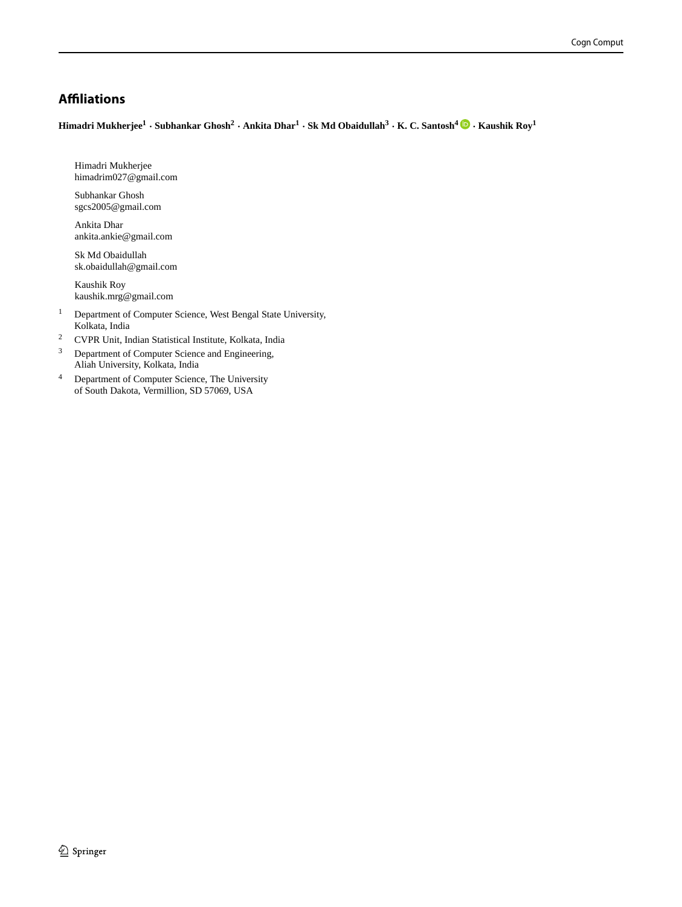## Affiliations

**Himadri Mukherjee[1] · Subhankar Ghosh[2] · Ankita Dhar[1] · Sk Md Obaidullah[3] · K. C. Santosh[4] · Kaushik Roy[1]**

Himadri Mukherjee
himadrim027@gmail.com

Subhankar Ghosh
sgcs2005@gmail.com

Ankita Dhar
ankita.ankie@gmail.com

Sk Md Obaidullah
sk.obaidullah@gmail.com

Kaushik Roy
kaushik.mrg@gmail.com

[1] Department of Computer Science, West Bengal State University, Kolkata, India

[2] CVPR Unit, Indian Statistical Institute, Kolkata, India

[3] Department of Computer Science and Engineering, Aliah University, Kolkata, India

[4] Department of Computer Science, The University of South Dakota, Vermillion, SD 57069, USA